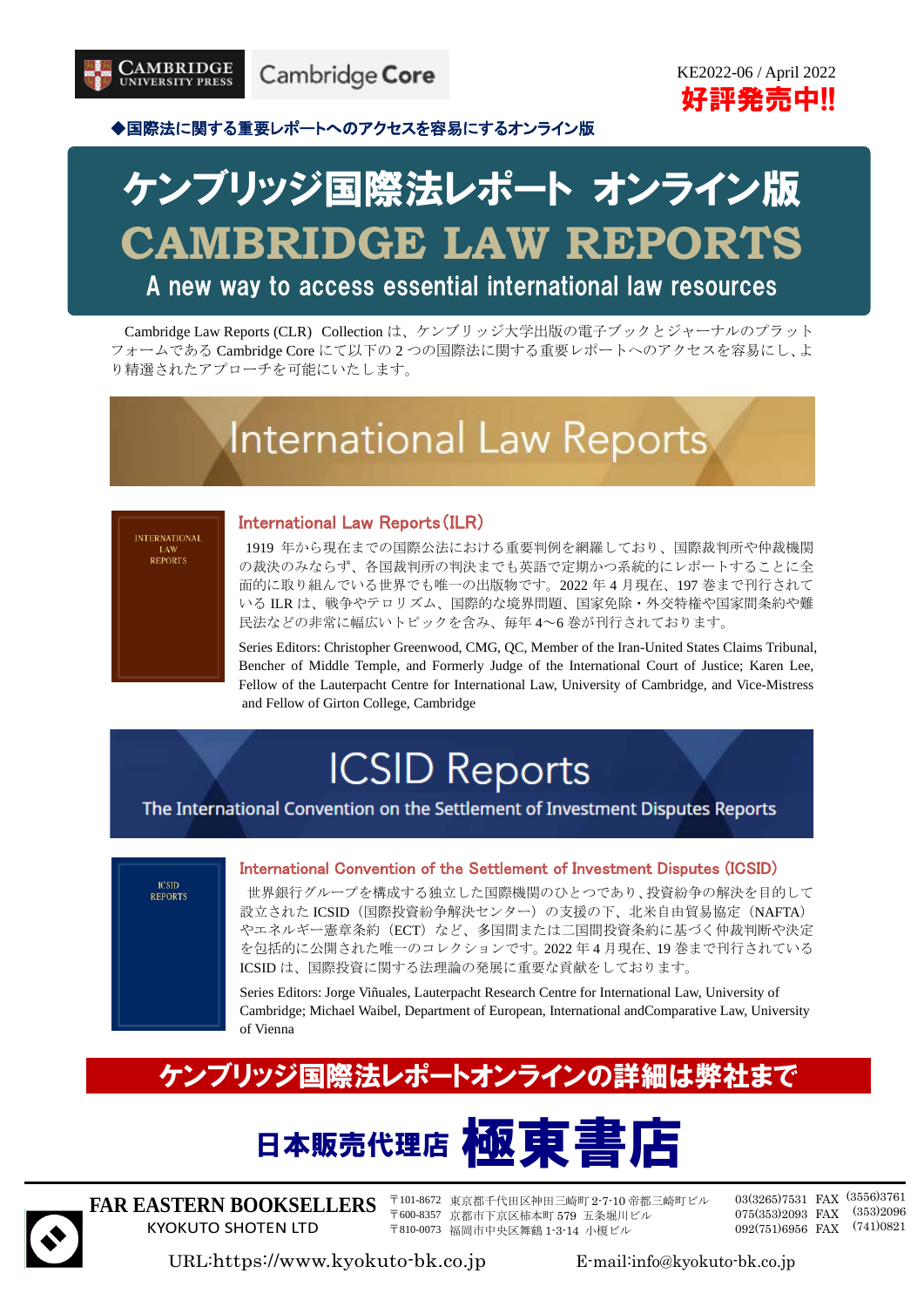CAMBRIDGE UNIVERSITY PRESS　Cambridge Core

KE2022-06 / April 2022

**好評発売中!!**

**◆国際法に関する重要レポートへのアクセスを容易にするオンライン版**

# ケンブリッジ国際法レポート オンライン版

# CAMBRIDGE LAW REPORTS

## A new way to access essential international law resources

Cambridge Law Reports (CLR) Collection は、ケンブリッジ大学出版の電子ブックとジャーナルのプラットフォームである Cambridge Core にて以下の 2 つの国際法に関する重要レポートへのアクセスを容易にし、より精選されたアプローチを可能にいたします。

## International Law Reports

INTERNATIONAL LAW REPORTS

### International Law Reports (ILR)

1919 年から現在までの国際公法における重要判例を網羅しており、国際裁判所や仲裁機関の裁決のみならず、各国裁判所の判決までも英語で定期かつ系統的にレポートすることに全面的に取り組んでいる世界でも唯一の出版物です。2022 年 4 月現在、197 巻まで刊行されている ILR は、戦争やテロリズム、国際的な境界問題、国家免除・外交特権や国家間条約や難民法などの非常に幅広いトピックを含み、毎年 4〜6 巻が刊行されております。

Series Editors: Christopher Greenwood, CMG, QC, Member of the Iran-United States Claims Tribunal, Bencher of Middle Temple, and Formerly Judge of the International Court of Justice; Karen Lee, Fellow of the Lauterpacht Centre for International Law, University of Cambridge, and Vice-Mistress and Fellow of Girton College, Cambridge

## ICSID Reports

The International Convention on the Settlement of Investment Disputes Reports

ICSID REPORTS

### International Convention of the Settlement of Investment Disputes (ICSID)

世界銀行グループを構成する独立した国際機関のひとつであり、投資紛争の解決を目的して設立された ICSID（国際投資紛争解決センター）の支援の下、北米自由貿易協定（NAFTA）やエネルギー憲章条約（ECT）など、多国間または二国間投資条約に基づく仲裁判断や決定を包括的に公開された唯一のコレクションです。2022 年 4 月現在、19 巻まで刊行されている ICSID は、国際投資に関する法理論の発展に重要な貢献をしております。

Series Editors: Jorge Viñuales, Lauterpacht Research Centre for International Law, University of Cambridge; Michael Waibel, Department of European, International andComparative Law, University of Vienna

**ケンブリッジ国際法レポートオンラインの詳細は弊社まで**

**日本販売代理店 極東書店**

**FAR EASTERN BOOKSELLERS**
KYOKUTO SHOTEN LTD

〒101-8672 東京都千代田区神田三崎町 2-7-10 帝都三崎町ビル　03(3265)7531 FAX (3556)3761
〒600-8357 京都市下京区柿本町 579 五条堀川ビル　075(353)2093 FAX (353)2096
〒810-0073 福岡市中央区舞鶴 1-3-14 小榎ビル　092(751)6956 FAX (741)0821

URL:https://www.kyokuto-bk.co.jp　E-mail:info@kyokuto-bk.co.jp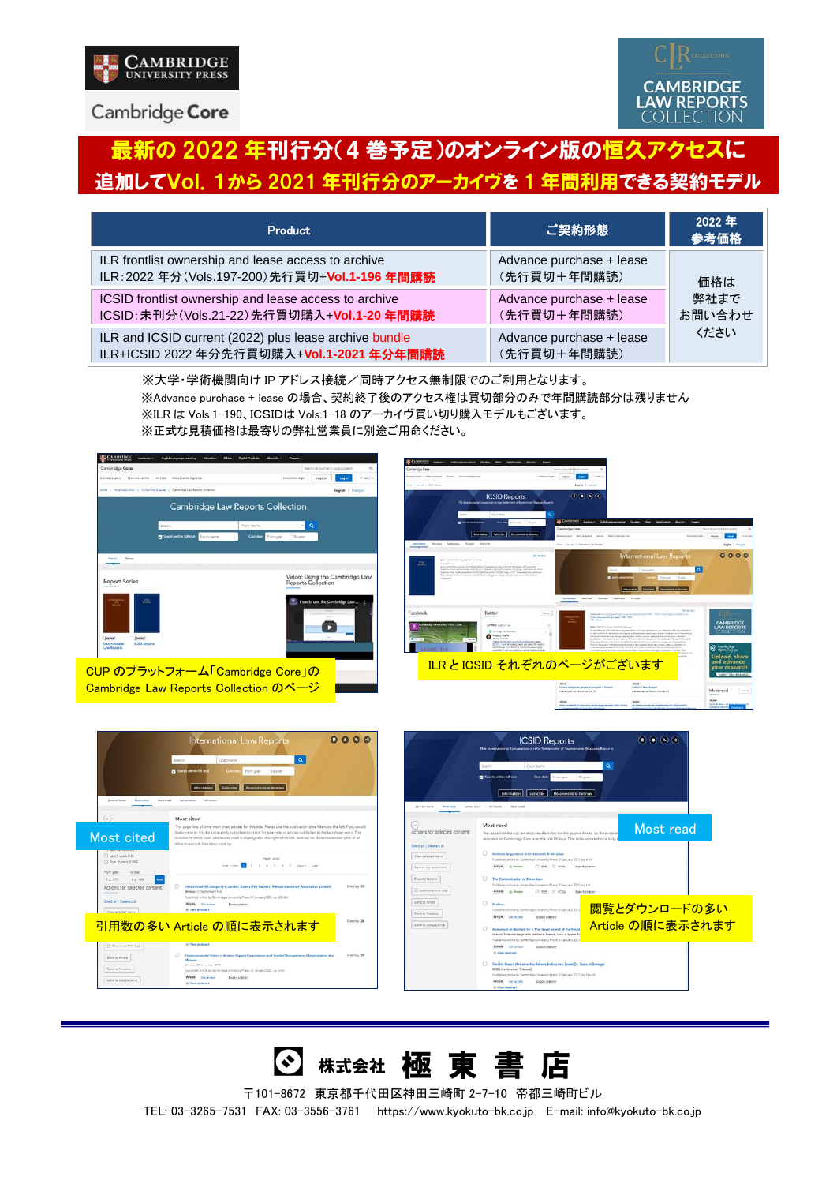Cambridge University Press

Cambridge Core

CAMBRIDGE LAW REPORTS COLLECTION

# 最新の 2022 年刊行分(4 巻予定)のオンライン版の恒久アクセスに追加してVol. 1から 2021 年刊行分のアーカイヴを 1 年間利用できる契約モデル

| Product | ご契約形態 | 2022 年参考価格 |
|---|---|---|
| ILR frontlist ownership and lease access to archive<br>ILR:2022 年分(Vols.197-200)先行買切+**Vol.1-196 年間購読** | Advance purchase + lease<br>(先行買切+年間購読) | 価格は弊社までお問い合わせください |
| ICSID frontlist ownership and lease access to archive<br>ICSID:未刊分(Vols.21-22)先行買切購入+**Vol.1-20 年間購読** | Advance purchase + lease<br>(先行買切+年間購読) | |
| ILR and ICSID current (2022) plus lease archive bundle<br>ILR+ICSID 2022 年分先行買切購入+**Vol.1-2021 年分年間購読** | Advance purchase + lease<br>(先行買切+年間購読) | |

※大学・学術機関向け IP アドレス接続/同時アクセス無制限でのご利用となります。
※Advance purchase + lease の場合、契約終了後のアクセス権は買切部分のみで年間購読部分は残りません
※ILR は Vols.1-190、ICSIDは Vols.1-18 のアーカイヴ買い切り購入モデルもございます。
※正式な見積価格は最寄りの弊社営業員に別途ご用命ください。

CUP のプラットフォーム「Cambridge Core」の Cambridge Law Reports Collection のページ

ILR と ICSID それぞれのページがございます

Most cited

引用数の多い Article の順に表示されます

Most read

閲覧とダウンロードの多い Article の順に表示されます

株式会社 極東書店

〒101-8672 東京都千代田区神田三崎町 2-7-10 帝都三崎町ビル
TEL: 03-3265-7531 FAX: 03-3556-3761 https://www.kyokuto-bk.co.jp E-mail: info@kyokuto-bk.co.jp